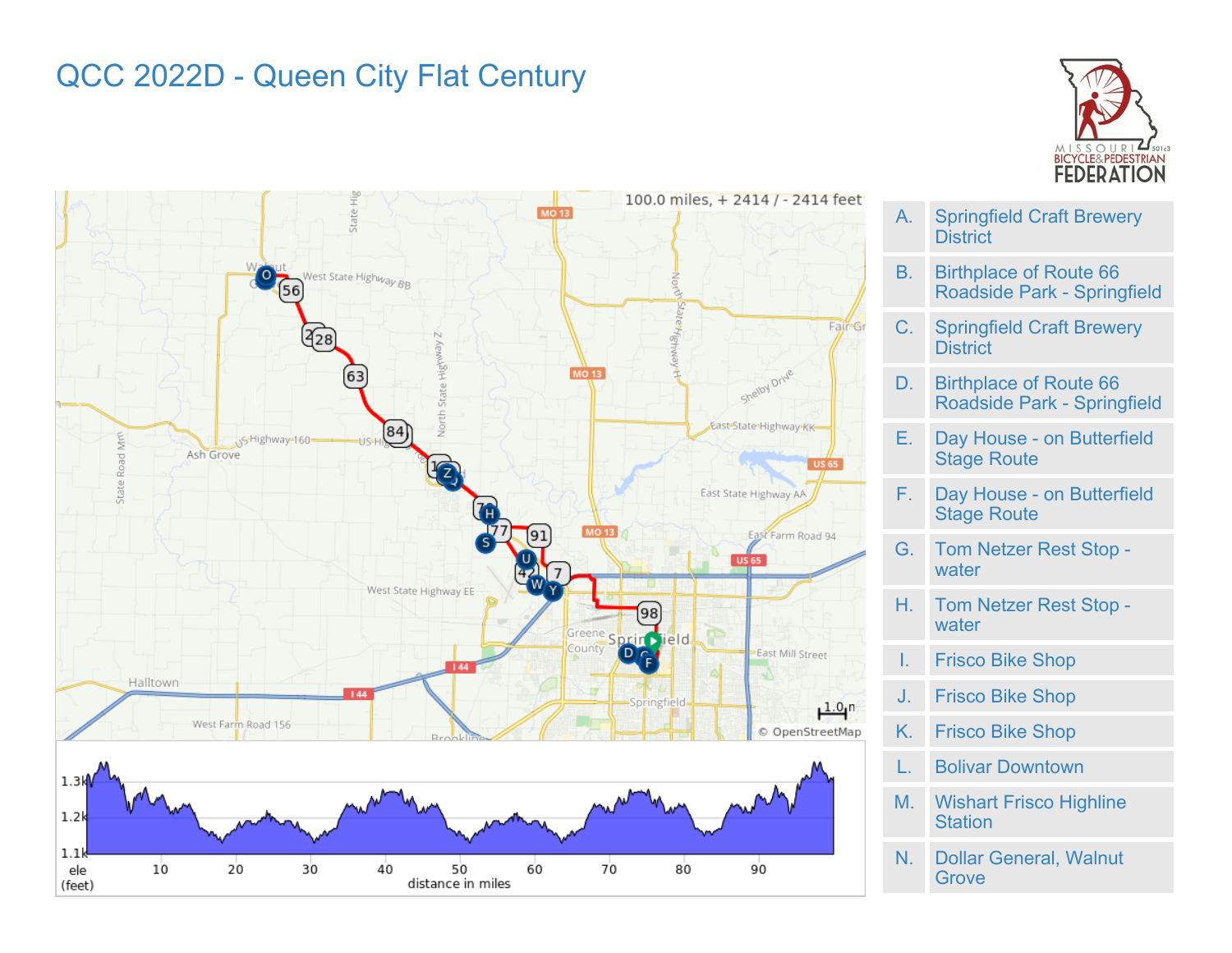# QCC 2022D - Queen City Flat Century

100.0 miles, + 2414 / - 2414 feet

| | |
|---|---|
| A. | Springfield Craft Brewery District |
| B. | Birthplace of Route 66 Roadside Park - Springfield |
| C. | Springfield Craft Brewery District |
| D. | Birthplace of Route 66 Roadside Park - Springfield |
| E. | Day House - on Butterfield Stage Route |
| F. | Day House - on Butterfield Stage Route |
| G. | Tom Netzer Rest Stop - water |
| H. | Tom Netzer Rest Stop - water |
| I. | Frisco Bike Shop |
| J. | Frisco Bike Shop |
| K. | Frisco Bike Shop |
| L. | Bolivar Downtown |
| M. | Wishart Frisco Highline Station |
| N. | Dollar General, Walnut Grove |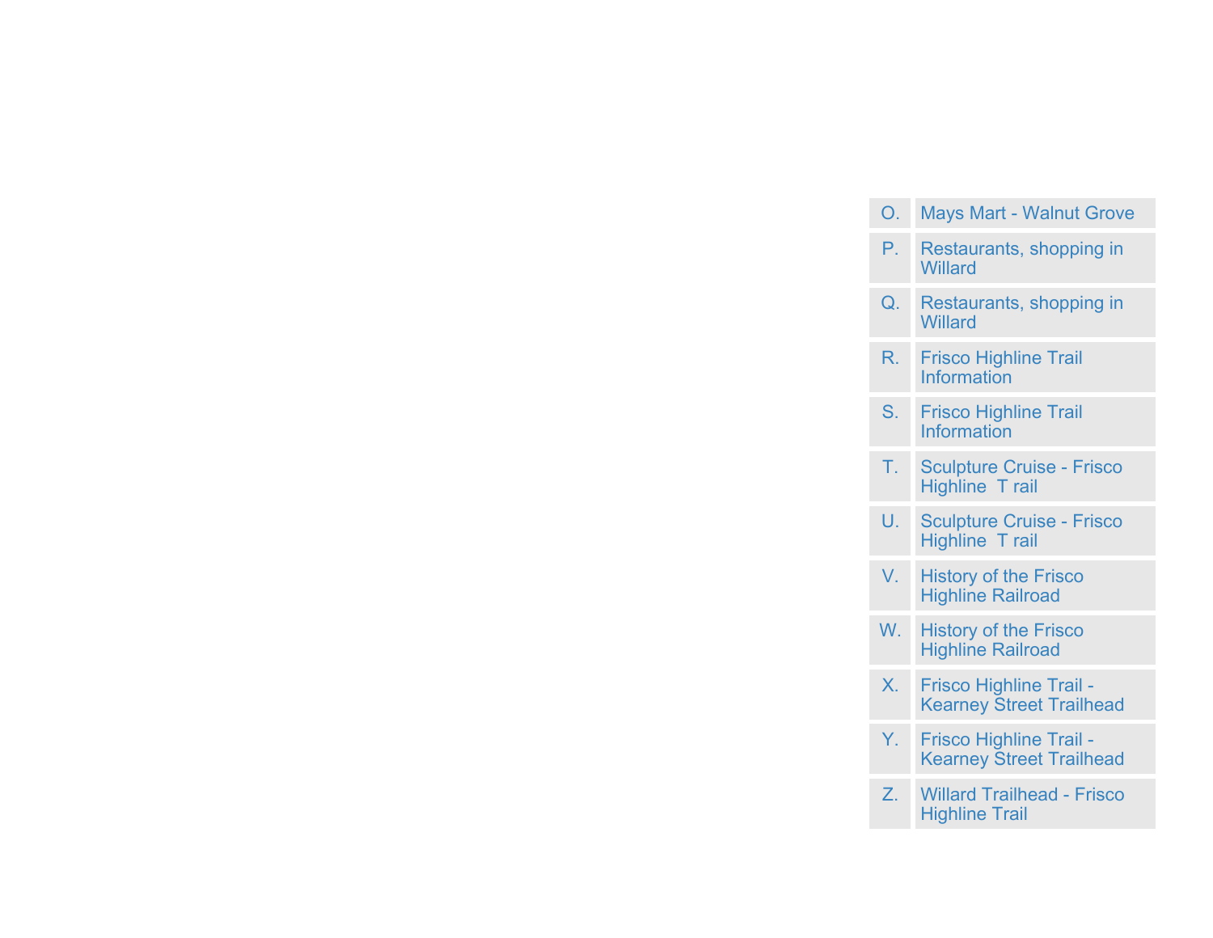| | |
|---|---|
| O. | Mays Mart - Walnut Grove |
| P. | Restaurants, shopping in Willard |
| Q. | Restaurants, shopping in Willard |
| R. | Frisco Highline Trail Information |
| S. | Frisco Highline Trail Information |
| T. | Sculpture Cruise - Frisco Highline T rail |
| U. | Sculpture Cruise - Frisco Highline T rail |
| V. | History of the Frisco Highline Railroad |
| W. | History of the Frisco Highline Railroad |
| X. | Frisco Highline Trail - Kearney Street Trailhead |
| Y. | Frisco Highline Trail - Kearney Street Trailhead |
| Z. | Willard Trailhead - Frisco Highline Trail |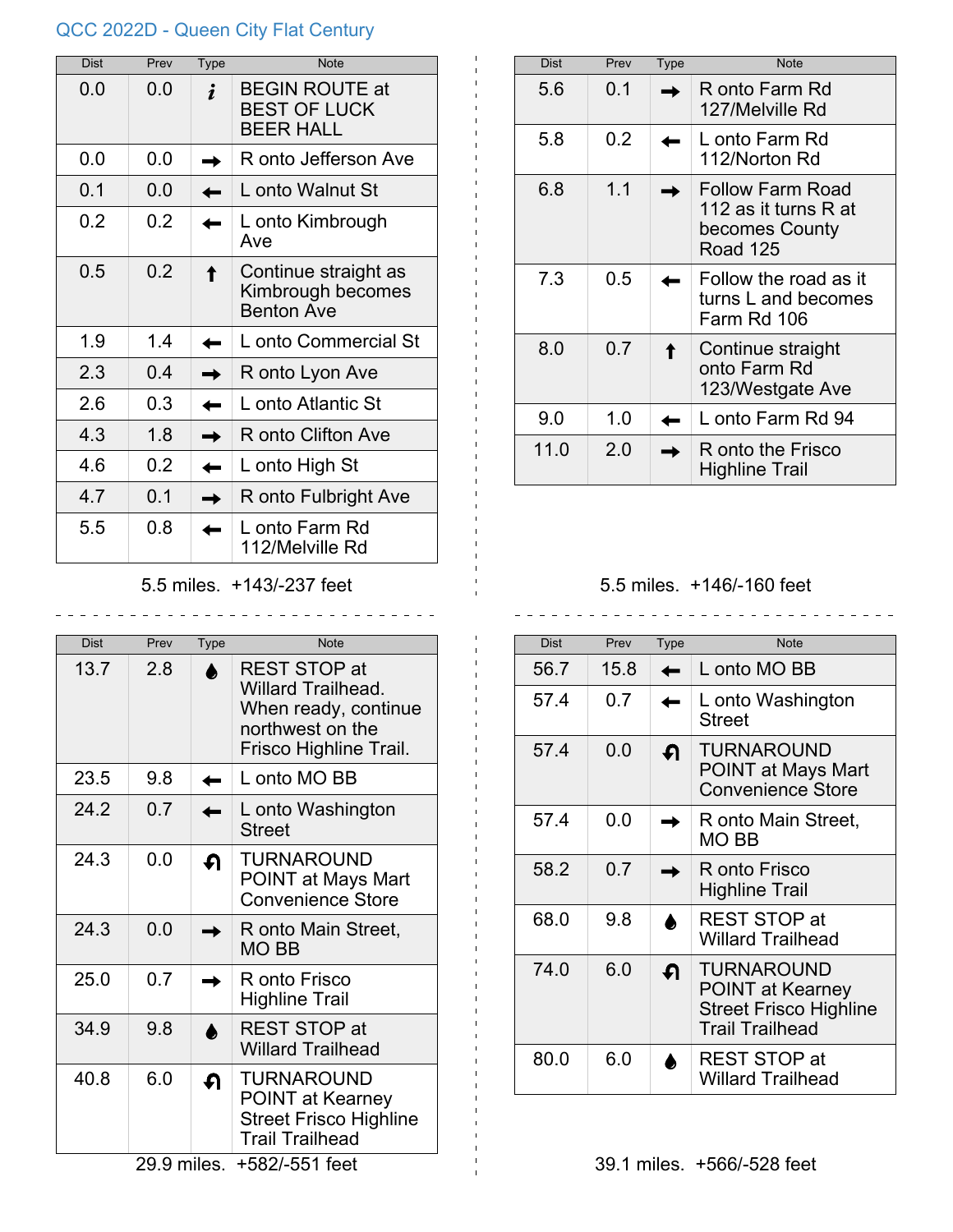QCC 2022D - Queen City Flat Century

| Dist | Prev | Type | Note |
|---|---|---|---|
| 0.0 | 0.0 | i | BEGIN ROUTE at BEST OF LUCK BEER HALL |
| 0.0 | 0.0 | → | R onto Jefferson Ave |
| 0.1 | 0.0 | ← | L onto Walnut St |
| 0.2 | 0.2 | ← | L onto Kimbrough Ave |
| 0.5 | 0.2 | ↑ | Continue straight as Kimbrough becomes Benton Ave |
| 1.9 | 1.4 | ← | L onto Commercial St |
| 2.3 | 0.4 | → | R onto Lyon Ave |
| 2.6 | 0.3 | ← | L onto Atlantic St |
| 4.3 | 1.8 | → | R onto Clifton Ave |
| 4.6 | 0.2 | ← | L onto High St |
| 4.7 | 0.1 | → | R onto Fulbright Ave |
| 5.5 | 0.8 | ← | L onto Farm Rd 112/Melville Rd |

5.5 miles. +143/-237 feet

| Dist | Prev | Type | Note |
|---|---|---|---|
| 5.6 | 0.1 | → | R onto Farm Rd 127/Melville Rd |
| 5.8 | 0.2 | ← | L onto Farm Rd 112/Norton Rd |
| 6.8 | 1.1 | → | Follow Farm Road 112 as it turns R at becomes County Road 125 |
| 7.3 | 0.5 | ← | Follow the road as it turns L and becomes Farm Rd 106 |
| 8.0 | 0.7 | ↑ | Continue straight onto Farm Rd 123/Westgate Ave |
| 9.0 | 1.0 | ← | L onto Farm Rd 94 |
| 11.0 | 2.0 | → | R onto the Frisco Highline Trail |

5.5 miles. +146/-160 feet

| Dist | Prev | Type | Note |
|---|---|---|---|
| 13.7 | 2.8 | 💧 | REST STOP at Willard Trailhead. When ready, continue northwest on the Frisco Highline Trail. |
| 23.5 | 9.8 | ← | L onto MO BB |
| 24.2 | 0.7 | ← | L onto Washington Street |
| 24.3 | 0.0 | ↶ | TURNAROUND POINT at Mays Mart Convenience Store |
| 24.3 | 0.0 | → | R onto Main Street, MO BB |
| 25.0 | 0.7 | → | R onto Frisco Highline Trail |
| 34.9 | 9.8 | 💧 | REST STOP at Willard Trailhead |
| 40.8 | 6.0 | ↶ | TURNAROUND POINT at Kearney Street Frisco Highline Trail Trailhead |

29.9 miles. +582/-551 feet

| Dist | Prev | Type | Note |
|---|---|---|---|
| 56.7 | 15.8 | ← | L onto MO BB |
| 57.4 | 0.7 | ← | L onto Washington Street |
| 57.4 | 0.0 | ↶ | TURNAROUND POINT at Mays Mart Convenience Store |
| 57.4 | 0.0 | → | R onto Main Street, MO BB |
| 58.2 | 0.7 | → | R onto Frisco Highline Trail |
| 68.0 | 9.8 | 💧 | REST STOP at Willard Trailhead |
| 74.0 | 6.0 | ↶ | TURNAROUND POINT at Kearney Street Frisco Highline Trail Trailhead |
| 80.0 | 6.0 | 💧 | REST STOP at Willard Trailhead |

39.1 miles. +566/-528 feet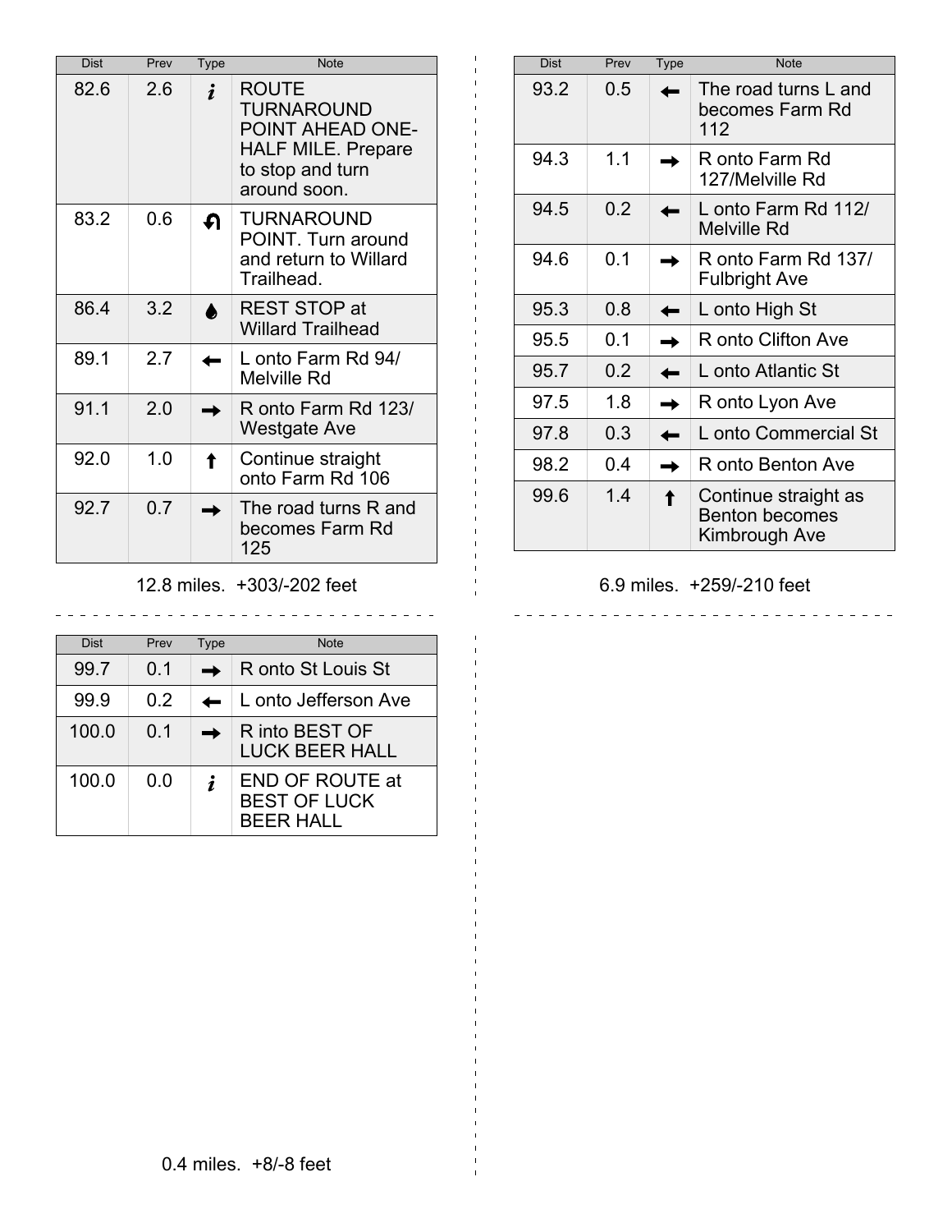| Dist | Prev | Type | Note |
|---|---|---|---|
| 82.6 | 2.6 | i | ROUTE TURNAROUND POINT AHEAD ONE-HALF MILE. Prepare to stop and turn around soon. |
| 83.2 | 0.6 | ↶ | TURNAROUND POINT. Turn around and return to Willard Trailhead. |
| 86.4 | 3.2 | 💧 | REST STOP at Willard Trailhead |
| 89.1 | 2.7 | ← | L onto Farm Rd 94/ Melville Rd |
| 91.1 | 2.0 | → | R onto Farm Rd 123/ Westgate Ave |
| 92.0 | 1.0 | ↑ | Continue straight onto Farm Rd 106 |
| 92.7 | 0.7 | → | The road turns R and becomes Farm Rd 125 |

12.8 miles. +303/-202 feet

| Dist | Prev | Type | Note |
|---|---|---|---|
| 93.2 | 0.5 | ← | The road turns L and becomes Farm Rd 112 |
| 94.3 | 1.1 | → | R onto Farm Rd 127/Melville Rd |
| 94.5 | 0.2 | ← | L onto Farm Rd 112/ Melville Rd |
| 94.6 | 0.1 | → | R onto Farm Rd 137/ Fulbright Ave |
| 95.3 | 0.8 | ← | L onto High St |
| 95.5 | 0.1 | → | R onto Clifton Ave |
| 95.7 | 0.2 | ← | L onto Atlantic St |
| 97.5 | 1.8 | → | R onto Lyon Ave |
| 97.8 | 0.3 | ← | L onto Commercial St |
| 98.2 | 0.4 | → | R onto Benton Ave |
| 99.6 | 1.4 | ↑ | Continue straight as Benton becomes Kimbrough Ave |

6.9 miles. +259/-210 feet

| Dist | Prev | Type | Note |
|---|---|---|---|
| 99.7 | 0.1 | → | R onto St Louis St |
| 99.9 | 0.2 | ← | L onto Jefferson Ave |
| 100.0 | 0.1 | → | R into BEST OF LUCK BEER HALL |
| 100.0 | 0.0 | i | END OF ROUTE at BEST OF LUCK BEER HALL |

0.4 miles. +8/-8 feet